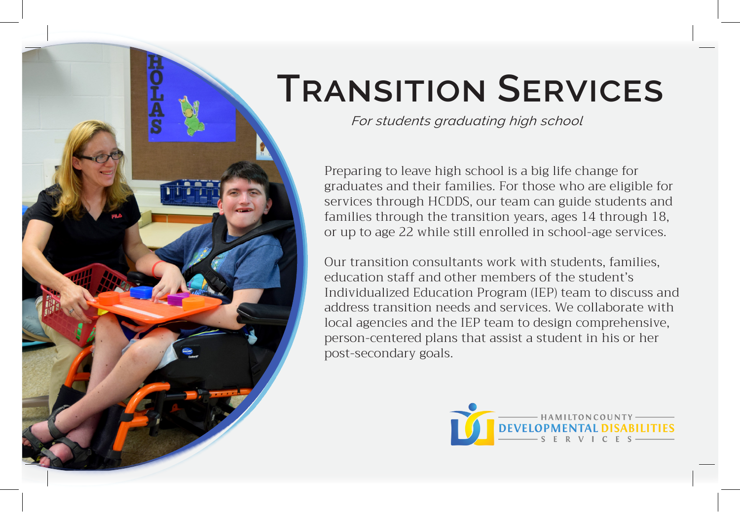# Transition Services

*For students graduating high school*

Preparing to leave high school is a big life change for graduates and their families. For those who are eligible for services through HCDDS, our team can guide students and families through the transition years, ages 14 through 18, or up to age 22 while still enrolled in school-age services.

Our transition consultants work with students, families, education staff and other members of the student's Individualized Education Program (IEP) team to discuss and address transition needs and services. We collaborate with local agencies and the IEP team to design comprehensive, person-centered plans that assist a student in his or her post-secondary goals.

HAMILTON COUNTY DEVELOPMENTAL DISABILITIES SERVICES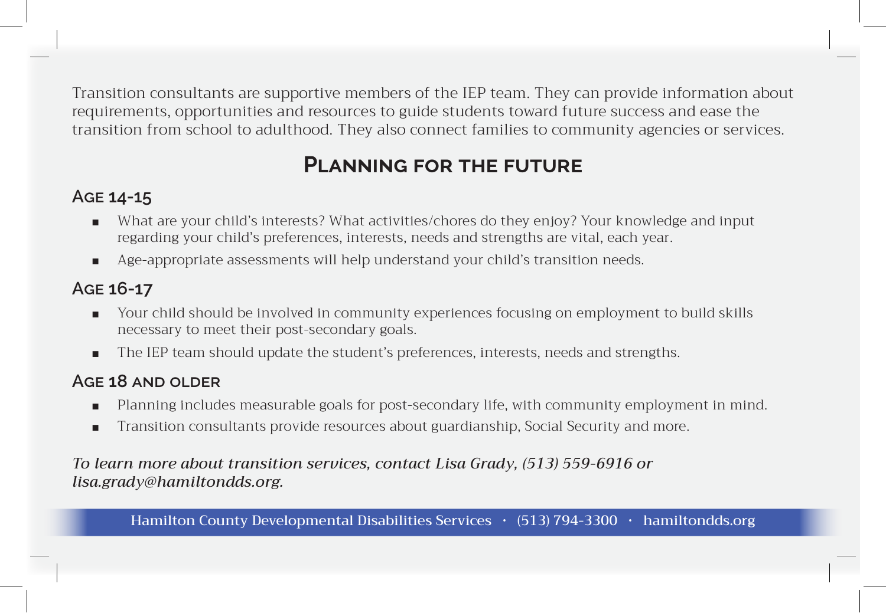Transition consultants are supportive members of the IEP team. They can provide information about requirements, opportunities and resources to guide students toward future success and ease the transition from school to adulthood. They also connect families to community agencies or services.

## Planning for the Future

### Age 14-15

- What are your child's interests? What activities/chores do they enjoy? Your knowledge and input regarding your child's preferences, interests, needs and strengths are vital, each year.
- Age-appropriate assessments will help understand your child's transition needs.

### Age 16-17

- Your child should be involved in community experiences focusing on employment to build skills necessary to meet their post-secondary goals.
- The IEP team should update the student's preferences, interests, needs and strengths.

### Age 18 and Older

- Planning includes measurable goals for post-secondary life, with community employment in mind.
- Transition consultants provide resources about guardianship, Social Security and more.

***To learn more about transition services, contact Lisa Grady, (513) 559-6916 or lisa.grady@hamiltondds.org.***

Hamilton County Developmental Disabilities Services • (513) 794-3300 • hamiltondds.org